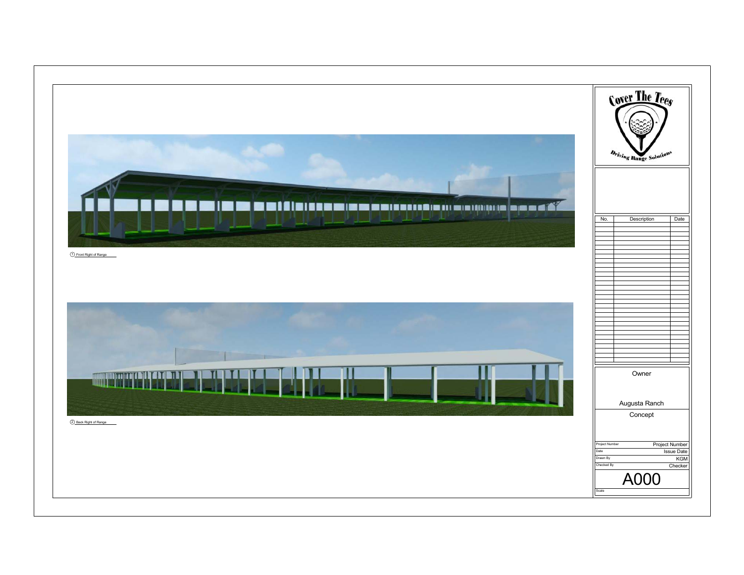① Front Right of Range

② Back Right of Range

Cover The Tees

Driving Range Solutions

| No. | Description | Date |
| --- | --- | --- |

Owner

Augusta Ranch

Concept

| | |
| --- | --- |
| Project Number | Project Number |
| Date | Issue Date |
| Drawn By | KGM |
| Checked By | Checker |

# A000

Scale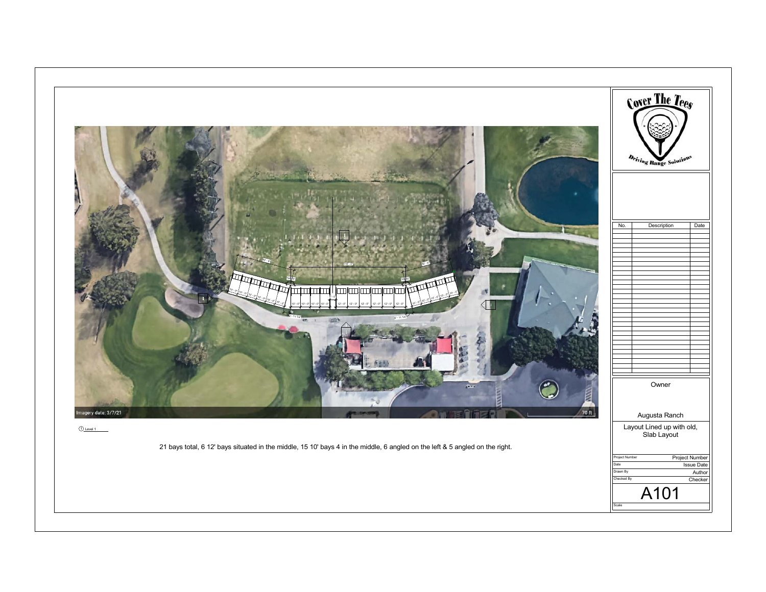Imagery date: 3/7/21

70 ft

① Level 1

21 bays total, 6 12' bays situated in the middle, 15 10' bays 4 in the middle, 6 angled on the left & 5 angled on the right.

Cover The Tees

Driving Range Solutions

| No. | Description | Date |
| --- | --- | --- |
| | | |

Owner

Augusta Ranch

Layout Lined up with old, Slab Layout

| | |
| --- | --- |
| Project Number | Project Number |
| Date | Issue Date |
| Drawn By | Author |
| Checked By | Checker |

A101

Scale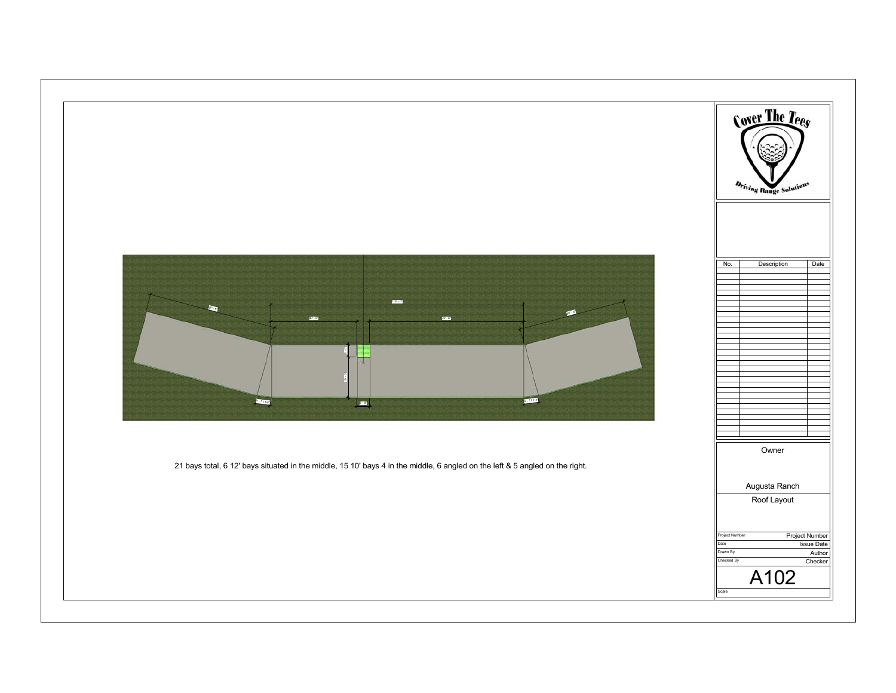21 bays total, 6 12' bays situated in the middle, 15 10' bays 4 in the middle, 6 angled on the left & 5 angled on the right.

Cover The Tees

Driving Range Solutions

| No. | Description | Date |
| --- | --- | --- |
| | | |

Owner

Augusta Ranch

Roof Layout

| | |
| --- | --- |
| Project Number | Project Number |
| Date | Issue Date |
| Drawn By | Author |
| Checked By | Checker |

A102

Scale